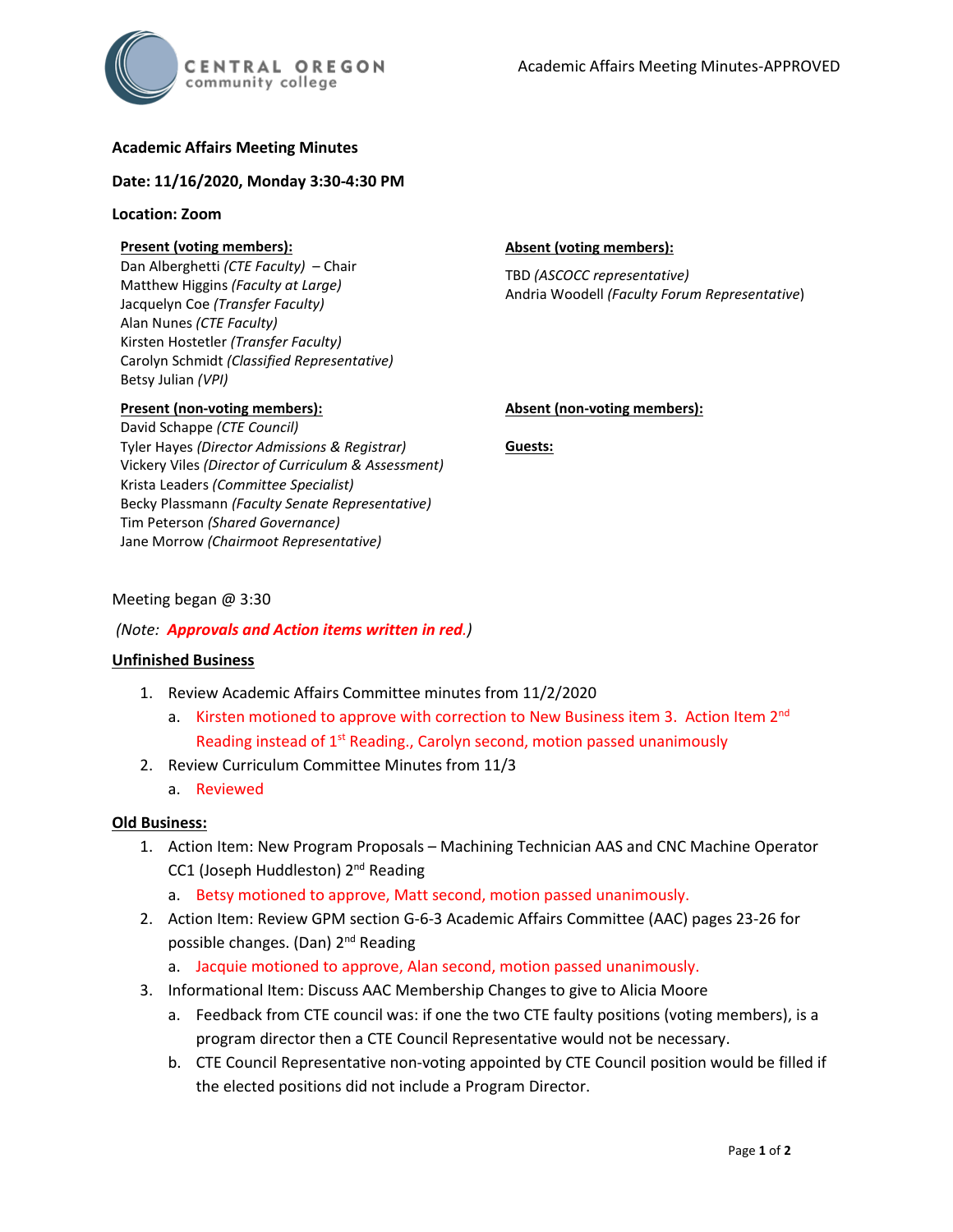# Academic Affairs Meeting Minutes

**Date: 11/16/2020, Monday 3:30-4:30 PM**

**Location: Zoom**

**Present (voting members):**

Dan Alberghetti *(CTE Faculty)* – Chair
Matthew Higgins *(Faculty at Large)*
Jacquelyn Coe *(Transfer Faculty)*
Alan Nunes *(CTE Faculty)*
Kirsten Hostetler *(Transfer Faculty)*
Carolyn Schmidt *(Classified Representative)*
Betsy Julian *(VPI)*

**Absent (voting members):**

TBD *(ASCOCC representative)*
Andria Woodell *(Faculty Forum Representative)*

**Present (non-voting members):**

David Schappe *(CTE Council)*
Tyler Hayes *(Director Admissions & Registrar)*
Vickery Viles *(Director of Curriculum & Assessment)*
Krista Leaders *(Committee Specialist)*
Becky Plassmann *(Faculty Senate Representative)*
Tim Peterson *(Shared Governance)*
Jane Morrow *(Chairmoot Representative)*

**Absent (non-voting members):**

**Guests:**

Meeting began @ 3:30

*(Note: **Approvals and Action items written in red**.)*

**Unfinished Business**

1. Review Academic Affairs Committee minutes from 11/2/2020
    a. Kirsten motioned to approve with correction to New Business item 3. Action Item 2nd Reading instead of 1st Reading., Carolyn second, motion passed unanimously
2. Review Curriculum Committee Minutes from 11/3
    a. Reviewed

**Old Business:**

1. Action Item: New Program Proposals – Machining Technician AAS and CNC Machine Operator CC1 (Joseph Huddleston) 2nd Reading
    a. Betsy motioned to approve, Matt second, motion passed unanimously.
2. Action Item: Review GPM section G-6-3 Academic Affairs Committee (AAC) pages 23-26 for possible changes. (Dan) 2nd Reading
    a. Jacquie motioned to approve, Alan second, motion passed unanimously.
3. Informational Item: Discuss AAC Membership Changes to give to Alicia Moore
    a. Feedback from CTE council was: if one the two CTE faulty positions (voting members), is a program director then a CTE Council Representative would not be necessary.
    b. CTE Council Representative non-voting appointed by CTE Council position would be filled if the elected positions did not include a Program Director.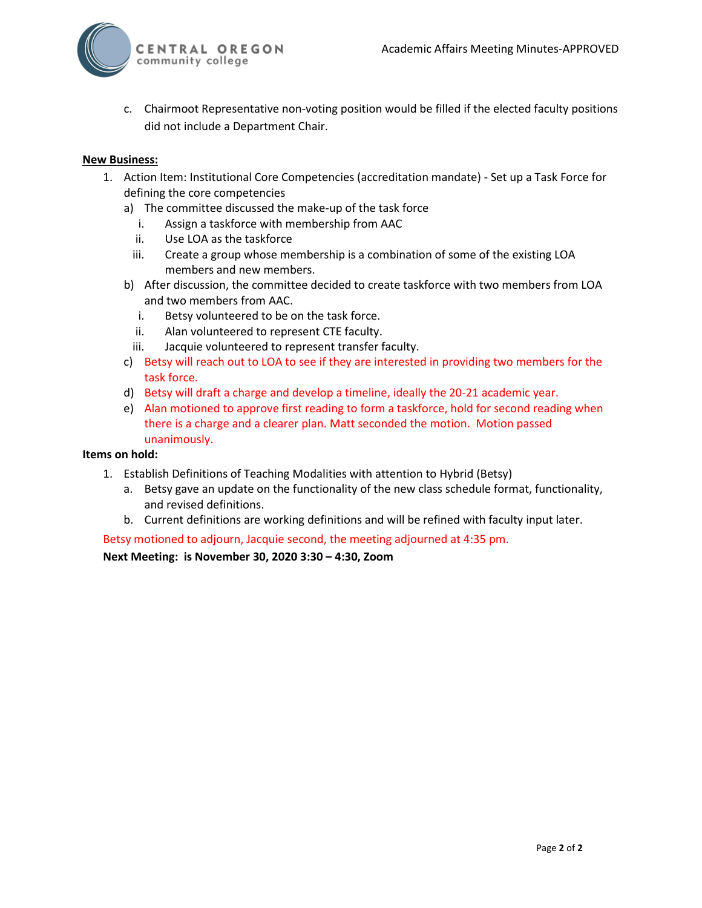c. Chairmoot Representative non-voting position would be filled if the elected faculty positions did not include a Department Chair.

**New Business:**

1. Action Item: Institutional Core Competencies (accreditation mandate) - Set up a Task Force for defining the core competencies
   a) The committee discussed the make-up of the task force
      i. Assign a taskforce with membership from AAC
      ii. Use LOA as the taskforce
      iii. Create a group whose membership is a combination of some of the existing LOA members and new members.
   b) After discussion, the committee decided to create taskforce with two members from LOA and two members from AAC.
      i. Betsy volunteered to be on the task force.
      ii. Alan volunteered to represent CTE faculty.
      iii. Jacquie volunteered to represent transfer faculty.
   c) Betsy will reach out to LOA to see if they are interested in providing two members for the task force.
   d) Betsy will draft a charge and develop a timeline, ideally the 20-21 academic year.
   e) Alan motioned to approve first reading to form a taskforce, hold for second reading when there is a charge and a clearer plan. Matt seconded the motion. Motion passed unanimously.

**Items on hold:**

1. Establish Definitions of Teaching Modalities with attention to Hybrid (Betsy)
   a. Betsy gave an update on the functionality of the new class schedule format, functionality, and revised definitions.
   b. Current definitions are working definitions and will be refined with faculty input later.

Betsy motioned to adjourn, Jacquie second, the meeting adjourned at 4:35 pm.

**Next Meeting: is November 30, 2020 3:30 – 4:30, Zoom**